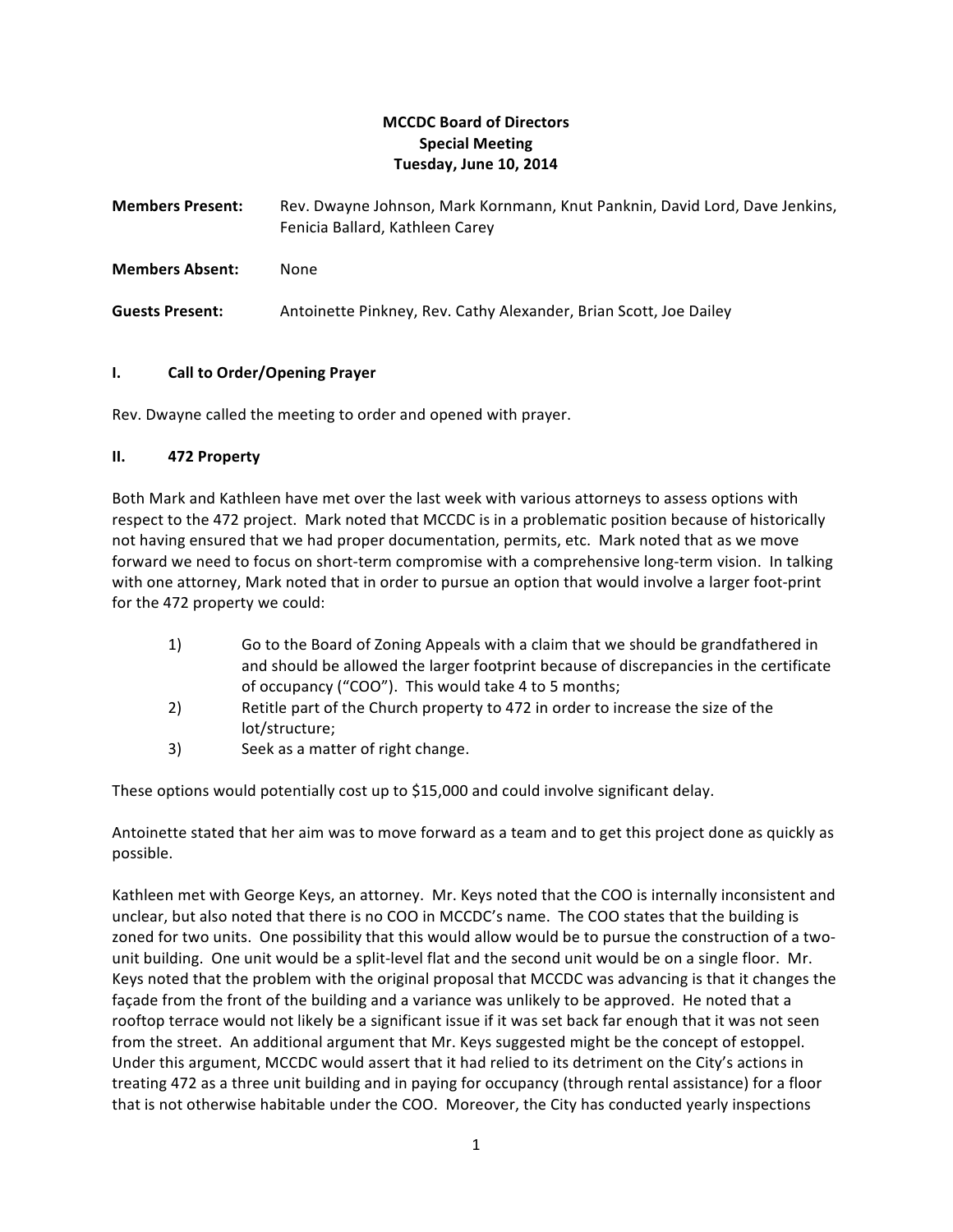# MCCDC Board of Directors
## Special Meeting
## Tuesday, June 10, 2014

**Members Present:** Rev. Dwayne Johnson, Mark Kornmann, Knut Panknin, David Lord, Dave Jenkins, Fenicia Ballard, Kathleen Carey

**Members Absent:** None

**Guests Present:** Antoinette Pinkney, Rev. Cathy Alexander, Brian Scott, Joe Dailey

### I. Call to Order/Opening Prayer

Rev. Dwayne called the meeting to order and opened with prayer.

### II. 472 Property

Both Mark and Kathleen have met over the last week with various attorneys to assess options with respect to the 472 project. Mark noted that MCCDC is in a problematic position because of historically not having ensured that we had proper documentation, permits, etc. Mark noted that as we move forward we need to focus on short-term compromise with a comprehensive long-term vision. In talking with one attorney, Mark noted that in order to pursue an option that would involve a larger foot-print for the 472 property we could:

1) Go to the Board of Zoning Appeals with a claim that we should be grandfathered in and should be allowed the larger footprint because of discrepancies in the certificate of occupancy ("COO"). This would take 4 to 5 months;
2) Retitle part of the Church property to 472 in order to increase the size of the lot/structure;
3) Seek as a matter of right change.

These options would potentially cost up to $15,000 and could involve significant delay.

Antoinette stated that her aim was to move forward as a team and to get this project done as quickly as possible.

Kathleen met with George Keys, an attorney. Mr. Keys noted that the COO is internally inconsistent and unclear, but also noted that there is no COO in MCCDC's name. The COO states that the building is zoned for two units. One possibility that this would allow would be to pursue the construction of a two-unit building. One unit would be a split-level flat and the second unit would be on a single floor. Mr. Keys noted that the problem with the original proposal that MCCDC was advancing is that it changes the façade from the front of the building and a variance was unlikely to be approved. He noted that a rooftop terrace would not likely be a significant issue if it was set back far enough that it was not seen from the street. An additional argument that Mr. Keys suggested might be the concept of estoppel. Under this argument, MCCDC would assert that it had relied to its detriment on the City's actions in treating 472 as a three unit building and in paying for occupancy (through rental assistance) for a floor that is not otherwise habitable under the COO. Moreover, the City has conducted yearly inspections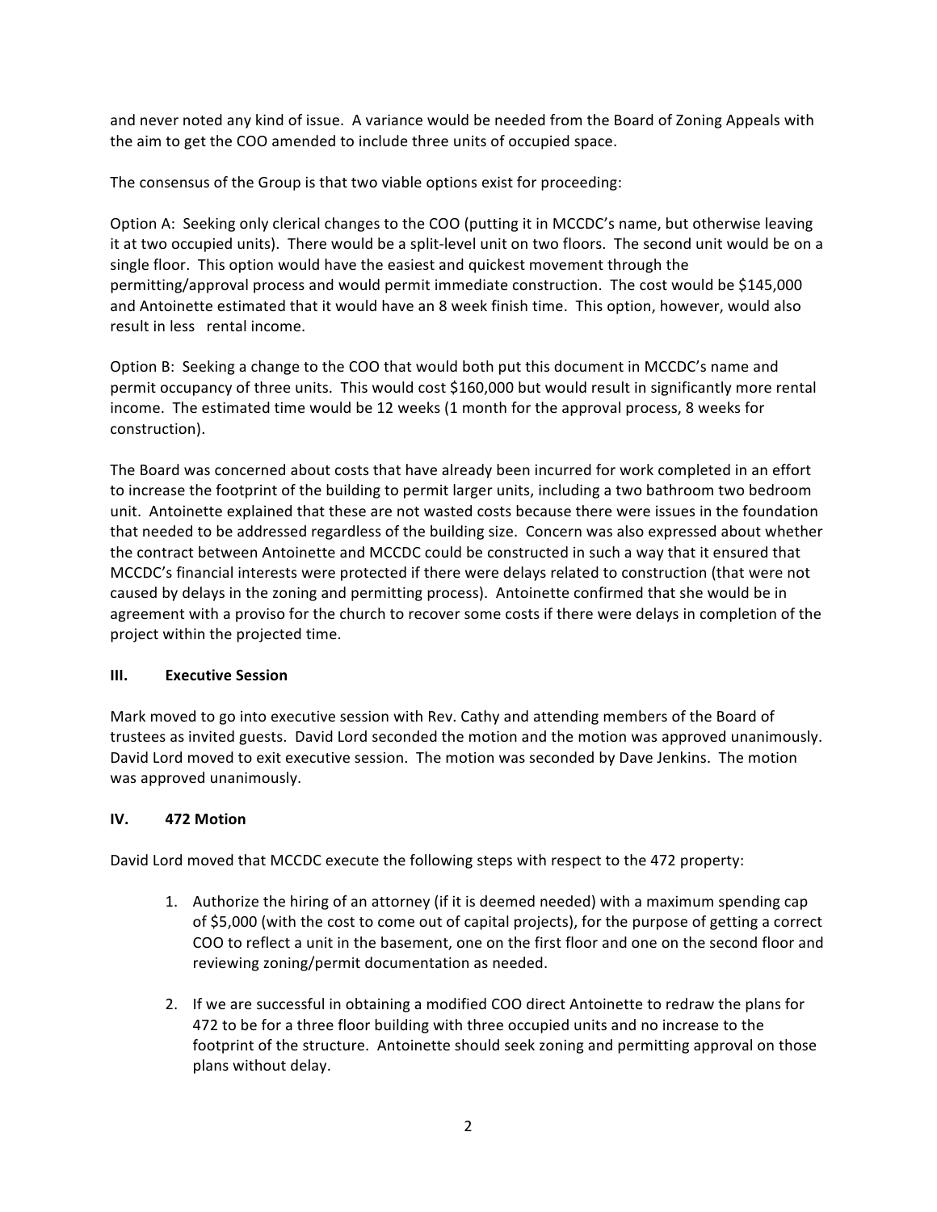and never noted any kind of issue. A variance would be needed from the Board of Zoning Appeals with the aim to get the COO amended to include three units of occupied space.

The consensus of the Group is that two viable options exist for proceeding:

Option A: Seeking only clerical changes to the COO (putting it in MCCDC's name, but otherwise leaving it at two occupied units). There would be a split-level unit on two floors. The second unit would be on a single floor. This option would have the easiest and quickest movement through the permitting/approval process and would permit immediate construction. The cost would be $145,000 and Antoinette estimated that it would have an 8 week finish time. This option, however, would also result in less rental income.

Option B: Seeking a change to the COO that would both put this document in MCCDC's name and permit occupancy of three units. This would cost $160,000 but would result in significantly more rental income. The estimated time would be 12 weeks (1 month for the approval process, 8 weeks for construction).

The Board was concerned about costs that have already been incurred for work completed in an effort to increase the footprint of the building to permit larger units, including a two bathroom two bedroom unit. Antoinette explained that these are not wasted costs because there were issues in the foundation that needed to be addressed regardless of the building size. Concern was also expressed about whether the contract between Antoinette and MCCDC could be constructed in such a way that it ensured that MCCDC's financial interests were protected if there were delays related to construction (that were not caused by delays in the zoning and permitting process). Antoinette confirmed that she would be in agreement with a proviso for the church to recover some costs if there were delays in completion of the project within the projected time.

## III. Executive Session

Mark moved to go into executive session with Rev. Cathy and attending members of the Board of trustees as invited guests. David Lord seconded the motion and the motion was approved unanimously. David Lord moved to exit executive session. The motion was seconded by Dave Jenkins. The motion was approved unanimously.

## IV. 472 Motion

David Lord moved that MCCDC execute the following steps with respect to the 472 property:

1. Authorize the hiring of an attorney (if it is deemed needed) with a maximum spending cap of $5,000 (with the cost to come out of capital projects), for the purpose of getting a correct COO to reflect a unit in the basement, one on the first floor and one on the second floor and reviewing zoning/permit documentation as needed.

2. If we are successful in obtaining a modified COO direct Antoinette to redraw the plans for 472 to be for a three floor building with three occupied units and no increase to the footprint of the structure. Antoinette should seek zoning and permitting approval on those plans without delay.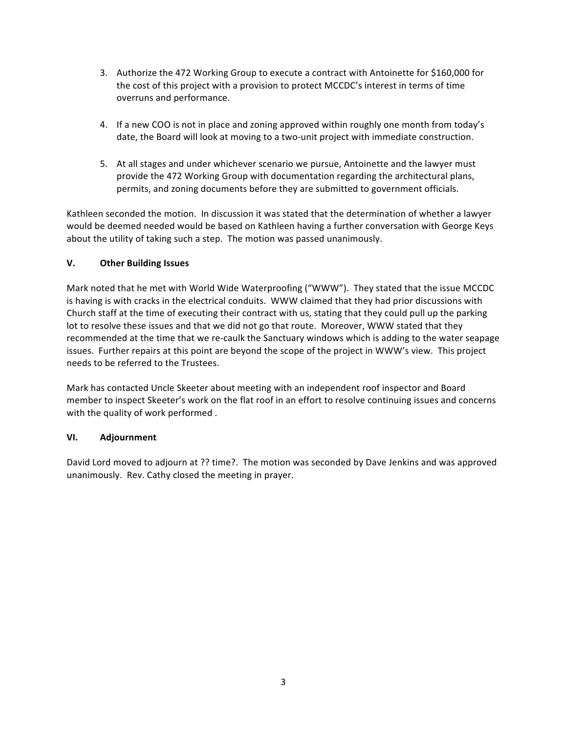3. Authorize the 472 Working Group to execute a contract with Antoinette for $160,000 for the cost of this project with a provision to protect MCCDC's interest in terms of time overruns and performance.

4. If a new COO is not in place and zoning approved within roughly one month from today's date, the Board will look at moving to a two-unit project with immediate construction.

5. At all stages and under whichever scenario we pursue, Antoinette and the lawyer must provide the 472 Working Group with documentation regarding the architectural plans, permits, and zoning documents before they are submitted to government officials.

Kathleen seconded the motion. In discussion it was stated that the determination of whether a lawyer would be deemed needed would be based on Kathleen having a further conversation with George Keys about the utility of taking such a step. The motion was passed unanimously.

## V. Other Building Issues

Mark noted that he met with World Wide Waterproofing ("WWW"). They stated that the issue MCCDC is having is with cracks in the electrical conduits. WWW claimed that they had prior discussions with Church staff at the time of executing their contract with us, stating that they could pull up the parking lot to resolve these issues and that we did not go that route. Moreover, WWW stated that they recommended at the time that we re-caulk the Sanctuary windows which is adding to the water seapage issues. Further repairs at this point are beyond the scope of the project in WWW's view. This project needs to be referred to the Trustees.

Mark has contacted Uncle Skeeter about meeting with an independent roof inspector and Board member to inspect Skeeter's work on the flat roof in an effort to resolve continuing issues and concerns with the quality of work performed .

## VI. Adjournment

David Lord moved to adjourn at ?? time?. The motion was seconded by Dave Jenkins and was approved unanimously. Rev. Cathy closed the meeting in prayer.